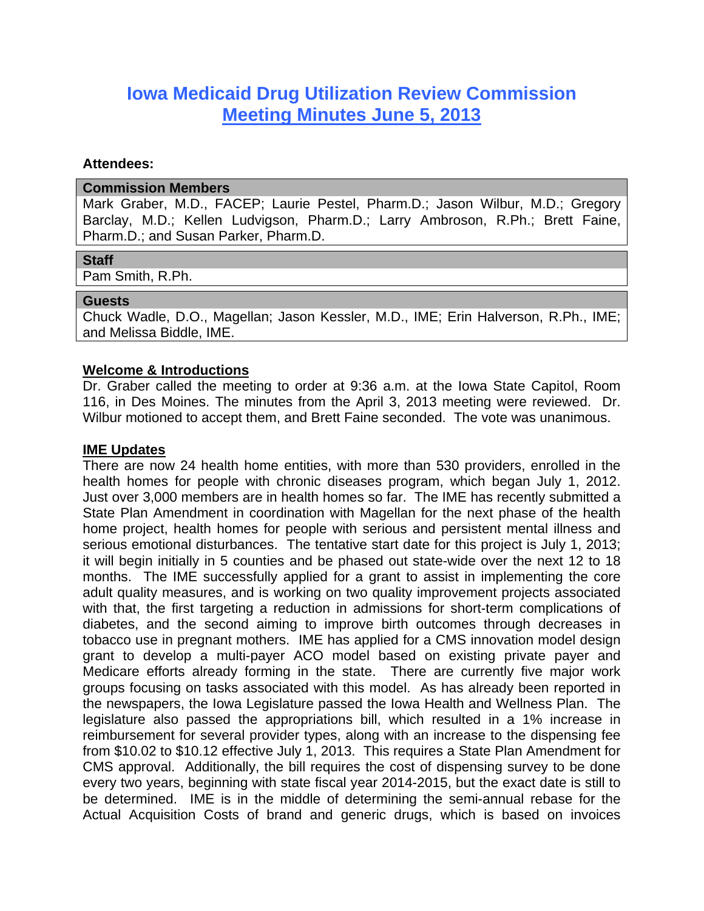# Iowa Medicaid Drug Utilization Review Commission

## Meeting Minutes June 5, 2013

**Attendees:**

**Commission Members**

Mark Graber, M.D., FACEP; Laurie Pestel, Pharm.D.; Jason Wilbur, M.D.; Gregory Barclay, M.D.; Kellen Ludvigson, Pharm.D.; Larry Ambroson, R.Ph.; Brett Faine, Pharm.D.; and Susan Parker, Pharm.D.

**Staff**

Pam Smith, R.Ph.

**Guests**

Chuck Wadle, D.O., Magellan; Jason Kessler, M.D., IME; Erin Halverson, R.Ph., IME; and Melissa Biddle, IME.

**Welcome & Introductions**

Dr. Graber called the meeting to order at 9:36 a.m. at the Iowa State Capitol, Room 116, in Des Moines. The minutes from the April 3, 2013 meeting were reviewed. Dr. Wilbur motioned to accept them, and Brett Faine seconded. The vote was unanimous.

**IME Updates**

There are now 24 health home entities, with more than 530 providers, enrolled in the health homes for people with chronic diseases program, which began July 1, 2012. Just over 3,000 members are in health homes so far. The IME has recently submitted a State Plan Amendment in coordination with Magellan for the next phase of the health home project, health homes for people with serious and persistent mental illness and serious emotional disturbances. The tentative start date for this project is July 1, 2013; it will begin initially in 5 counties and be phased out state-wide over the next 12 to 18 months. The IME successfully applied for a grant to assist in implementing the core adult quality measures, and is working on two quality improvement projects associated with that, the first targeting a reduction in admissions for short-term complications of diabetes, and the second aiming to improve birth outcomes through decreases in tobacco use in pregnant mothers. IME has applied for a CMS innovation model design grant to develop a multi-payer ACO model based on existing private payer and Medicare efforts already forming in the state. There are currently five major work groups focusing on tasks associated with this model. As has already been reported in the newspapers, the Iowa Legislature passed the Iowa Health and Wellness Plan. The legislature also passed the appropriations bill, which resulted in a 1% increase in reimbursement for several provider types, along with an increase to the dispensing fee from $10.02 to $10.12 effective July 1, 2013. This requires a State Plan Amendment for CMS approval. Additionally, the bill requires the cost of dispensing survey to be done every two years, beginning with state fiscal year 2014-2015, but the exact date is still to be determined. IME is in the middle of determining the semi-annual rebase for the Actual Acquisition Costs of brand and generic drugs, which is based on invoices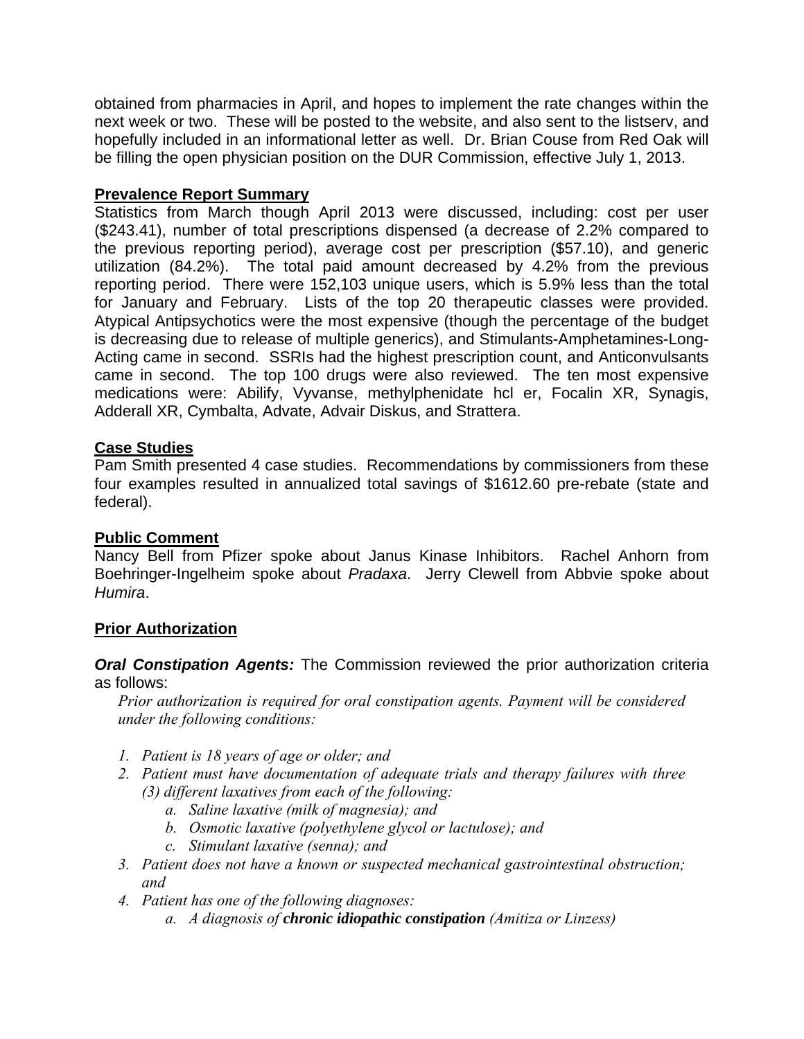obtained from pharmacies in April, and hopes to implement the rate changes within the next week or two. These will be posted to the website, and also sent to the listserv, and hopefully included in an informational letter as well. Dr. Brian Couse from Red Oak will be filling the open physician position on the DUR Commission, effective July 1, 2013.

**Prevalence Report Summary**

Statistics from March though April 2013 were discussed, including: cost per user ($243.41), number of total prescriptions dispensed (a decrease of 2.2% compared to the previous reporting period), average cost per prescription ($57.10), and generic utilization (84.2%). The total paid amount decreased by 4.2% from the previous reporting period. There were 152,103 unique users, which is 5.9% less than the total for January and February. Lists of the top 20 therapeutic classes were provided. Atypical Antipsychotics were the most expensive (though the percentage of the budget is decreasing due to release of multiple generics), and Stimulants-Amphetamines-Long-Acting came in second. SSRIs had the highest prescription count, and Anticonvulsants came in second. The top 100 drugs were also reviewed. The ten most expensive medications were: Abilify, Vyvanse, methylphenidate hcl er, Focalin XR, Synagis, Adderall XR, Cymbalta, Advate, Advair Diskus, and Strattera.

**Case Studies**

Pam Smith presented 4 case studies. Recommendations by commissioners from these four examples resulted in annualized total savings of $1612.60 pre-rebate (state and federal).

**Public Comment**

Nancy Bell from Pfizer spoke about Janus Kinase Inhibitors. Rachel Anhorn from Boehringer-Ingelheim spoke about *Pradaxa*. Jerry Clewell from Abbvie spoke about *Humira*.

**Prior Authorization**

***Oral Constipation Agents:*** The Commission reviewed the prior authorization criteria as follows:

*Prior authorization is required for oral constipation agents. Payment will be considered under the following conditions:*

1. *Patient is 18 years of age or older; and*
2. *Patient must have documentation of adequate trials and therapy failures with three (3) different laxatives from each of the following:*
   a. *Saline laxative (milk of magnesia); and*
   b. *Osmotic laxative (polyethylene glycol or lactulose); and*
   c. *Stimulant laxative (senna); and*
3. *Patient does not have a known or suspected mechanical gastrointestinal obstruction; and*
4. *Patient has one of the following diagnoses:*
   a. *A diagnosis of **chronic idiopathic constipation** (Amitiza or Linzess)*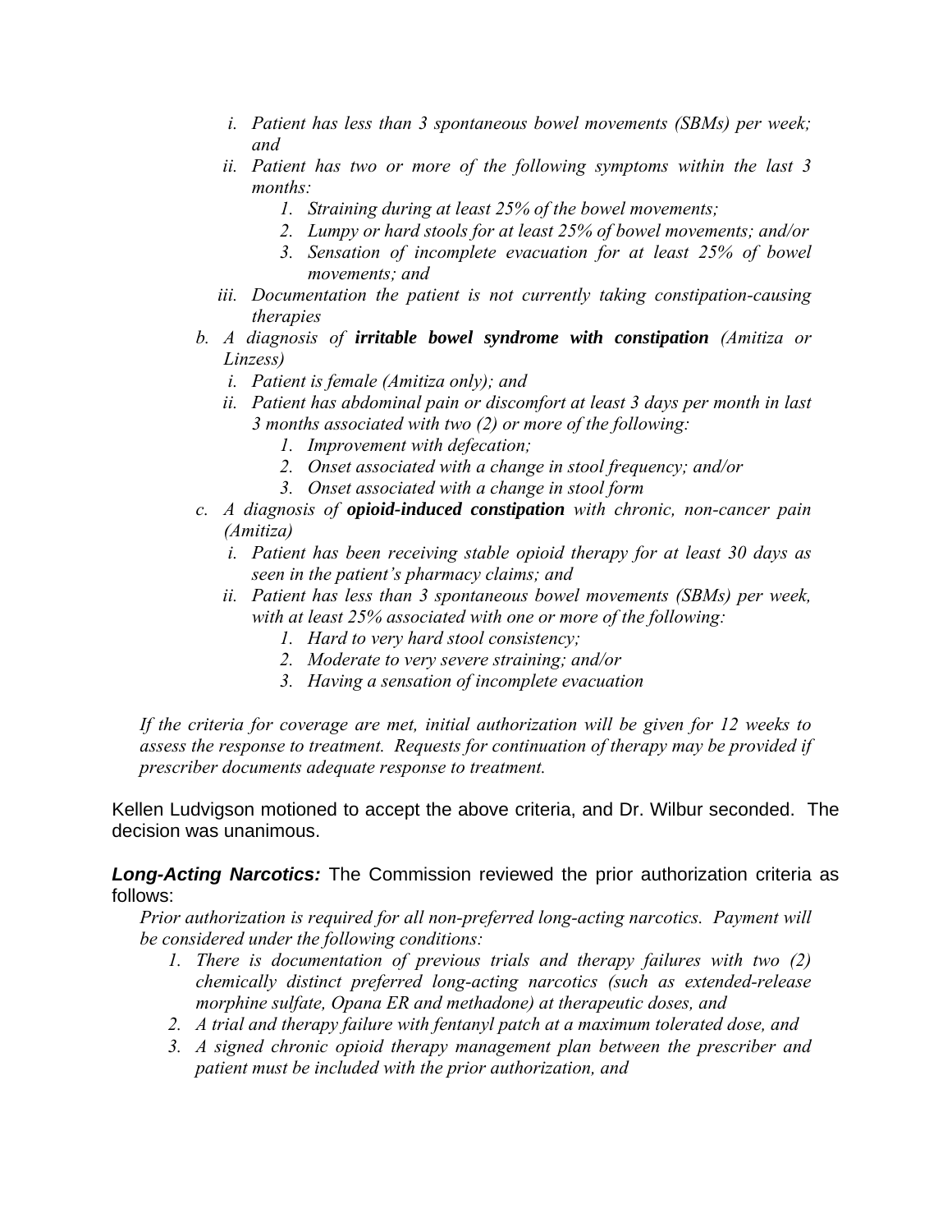- *i. Patient has less than 3 spontaneous bowel movements (SBMs) per week; and*
  - *ii. Patient has two or more of the following symptoms within the last 3 months:*
    1. *Straining during at least 25% of the bowel movements;*
    2. *Lumpy or hard stools for at least 25% of bowel movements; and/or*
    3. *Sensation of incomplete evacuation for at least 25% of bowel movements; and*
  - *iii. Documentation the patient is not currently taking constipation-causing therapies*

- *b. A diagnosis of **irritable bowel syndrome with constipation** (Amitiza or Linzess)*
  - *i. Patient is female (Amitiza only); and*
  - *ii. Patient has abdominal pain or discomfort at least 3 days per month in last 3 months associated with two (2) or more of the following:*
    1. *Improvement with defecation;*
    2. *Onset associated with a change in stool frequency; and/or*
    3. *Onset associated with a change in stool form*

- *c. A diagnosis of **opioid-induced constipation** with chronic, non-cancer pain (Amitiza)*
  - *i. Patient has been receiving stable opioid therapy for at least 30 days as seen in the patient's pharmacy claims; and*
  - *ii. Patient has less than 3 spontaneous bowel movements (SBMs) per week, with at least 25% associated with one or more of the following:*
    1. *Hard to very hard stool consistency;*
    2. *Moderate to very severe straining; and/or*
    3. *Having a sensation of incomplete evacuation*

*If the criteria for coverage are met, initial authorization will be given for 12 weeks to assess the response to treatment. Requests for continuation of therapy may be provided if prescriber documents adequate response to treatment.*

Kellen Ludvigson motioned to accept the above criteria, and Dr. Wilbur seconded. The decision was unanimous.

***Long-Acting Narcotics:*** The Commission reviewed the prior authorization criteria as follows:

*Prior authorization is required for all non-preferred long-acting narcotics. Payment will be considered under the following conditions:*

1. *There is documentation of previous trials and therapy failures with two (2) chemically distinct preferred long-acting narcotics (such as extended-release morphine sulfate, Opana ER and methadone) at therapeutic doses, and*
2. *A trial and therapy failure with fentanyl patch at a maximum tolerated dose, and*
3. *A signed chronic opioid therapy management plan between the prescriber and patient must be included with the prior authorization, and*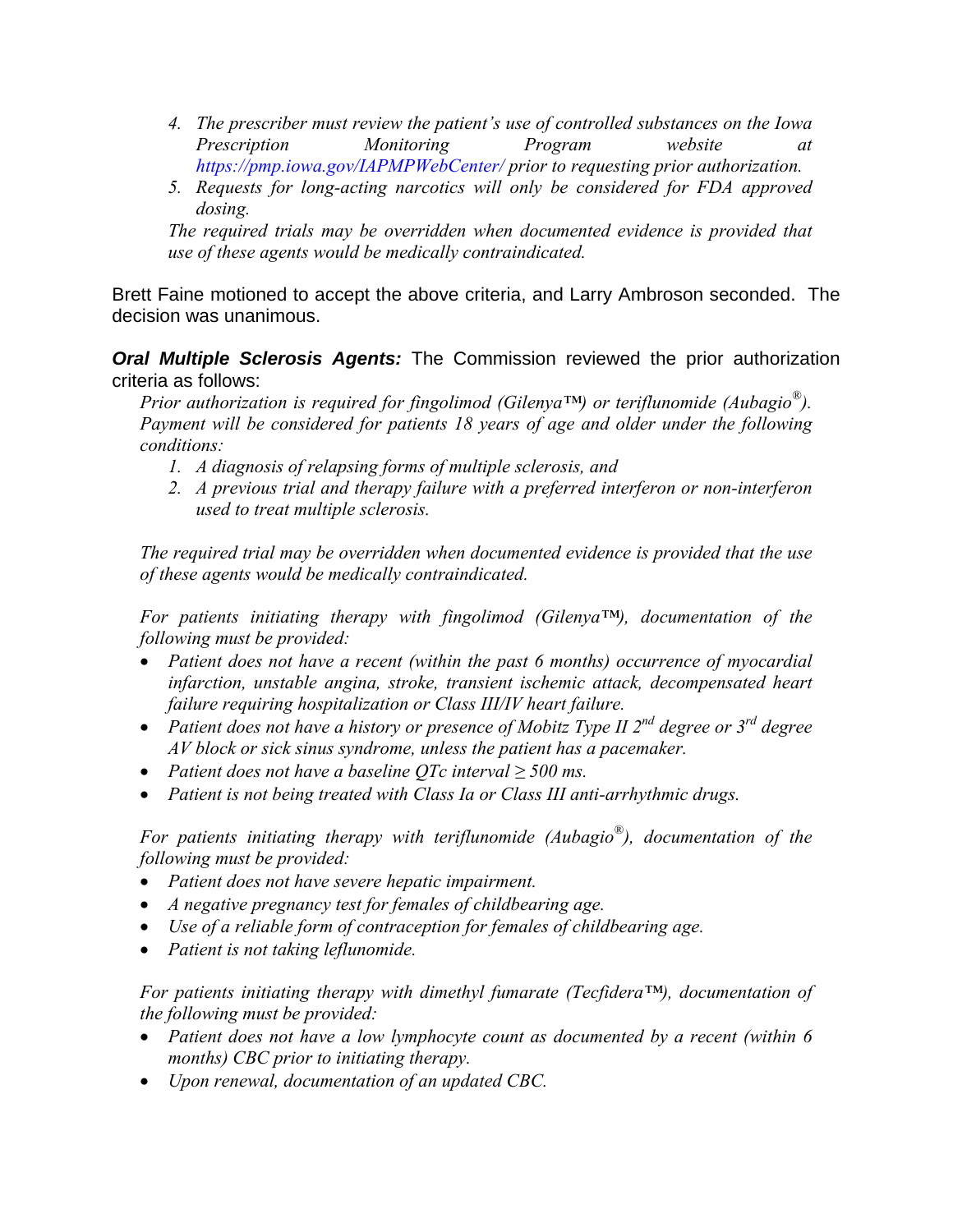4. *The prescriber must review the patient's use of controlled substances on the Iowa Prescription Monitoring Program website at https://pmp.iowa.gov/IAPMPWebCenter/ prior to requesting prior authorization.*
5. *Requests for long-acting narcotics will only be considered for FDA approved dosing.*

*The required trials may be overridden when documented evidence is provided that use of these agents would be medically contraindicated.*

Brett Faine motioned to accept the above criteria, and Larry Ambroson seconded. The decision was unanimous.

***Oral Multiple Sclerosis Agents:*** The Commission reviewed the prior authorization criteria as follows:

*Prior authorization is required for fingolimod (Gilenya™) or teriflunomide (Aubagio®). Payment will be considered for patients 18 years of age and older under the following conditions:*

1. *A diagnosis of relapsing forms of multiple sclerosis, and*
2. *A previous trial and therapy failure with a preferred interferon or non-interferon used to treat multiple sclerosis.*

*The required trial may be overridden when documented evidence is provided that the use of these agents would be medically contraindicated.*

*For patients initiating therapy with fingolimod (Gilenya™), documentation of the following must be provided:*

- *Patient does not have a recent (within the past 6 months) occurrence of myocardial infarction, unstable angina, stroke, transient ischemic attack, decompensated heart failure requiring hospitalization or Class III/IV heart failure.*
- *Patient does not have a history or presence of Mobitz Type II 2nd degree or 3rd degree AV block or sick sinus syndrome, unless the patient has a pacemaker.*
- *Patient does not have a baseline QTc interval ≥ 500 ms.*
- *Patient is not being treated with Class Ia or Class III anti-arrhythmic drugs.*

*For patients initiating therapy with teriflunomide (Aubagio®), documentation of the following must be provided:*

- *Patient does not have severe hepatic impairment.*
- *A negative pregnancy test for females of childbearing age.*
- *Use of a reliable form of contraception for females of childbearing age.*
- *Patient is not taking leflunomide.*

*For patients initiating therapy with dimethyl fumarate (Tecfidera™), documentation of the following must be provided:*

- *Patient does not have a low lymphocyte count as documented by a recent (within 6 months) CBC prior to initiating therapy.*
- *Upon renewal, documentation of an updated CBC.*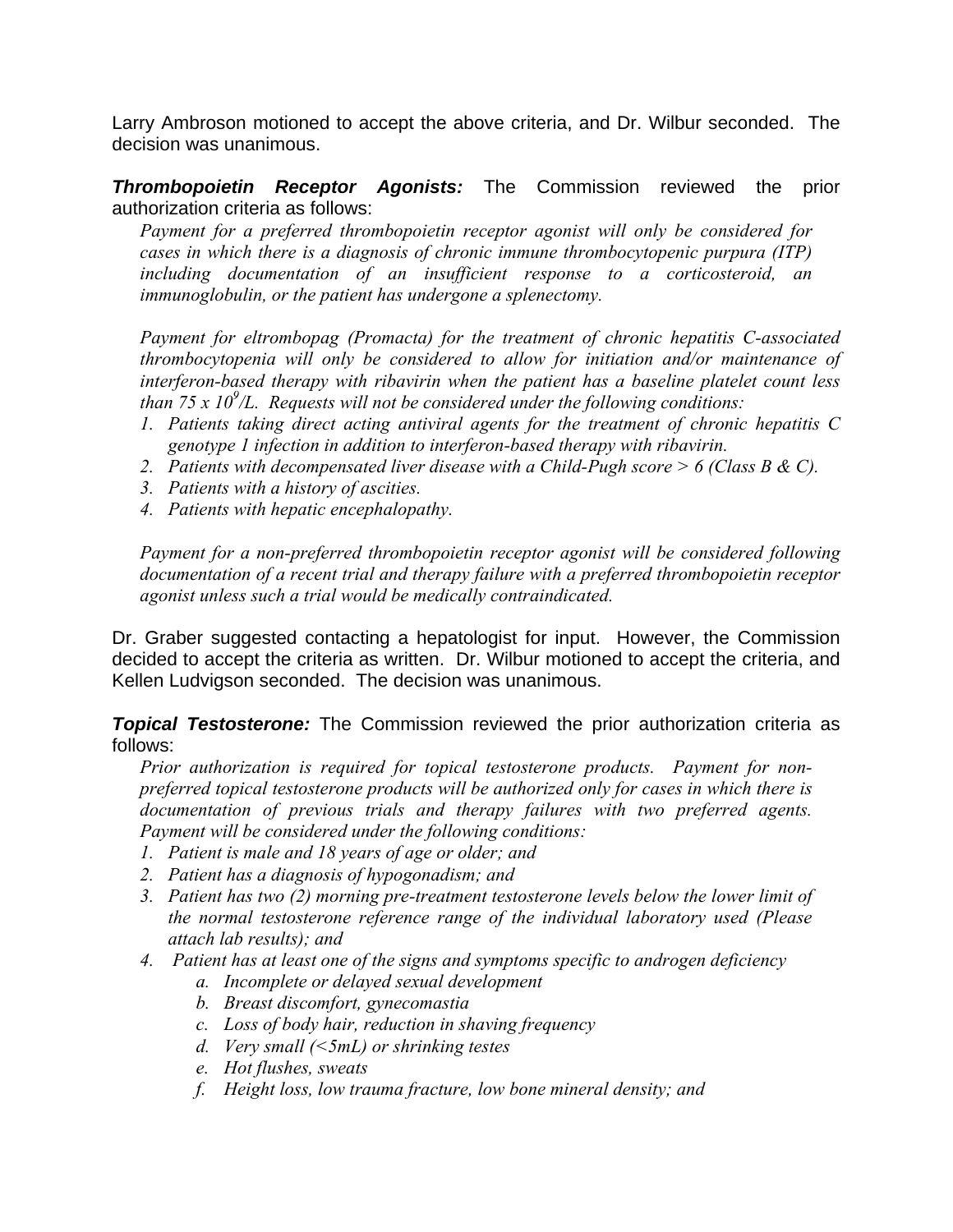Larry Ambroson motioned to accept the above criteria, and Dr. Wilbur seconded. The decision was unanimous.

***Thrombopoietin Receptor Agonists:*** The Commission reviewed the prior authorization criteria as follows:

*Payment for a preferred thrombopoietin receptor agonist will only be considered for cases in which there is a diagnosis of chronic immune thrombocytopenic purpura (ITP) including documentation of an insufficient response to a corticosteroid, an immunoglobulin, or the patient has undergone a splenectomy.*

*Payment for eltrombopag (Promacta) for the treatment of chronic hepatitis C-associated thrombocytopenia will only be considered to allow for initiation and/or maintenance of interferon-based therapy with ribavirin when the patient has a baseline platelet count less than 75 x $10^9$/L. Requests will not be considered under the following conditions:*

1. *Patients taking direct acting antiviral agents for the treatment of chronic hepatitis C genotype 1 infection in addition to interferon-based therapy with ribavirin.*
2. *Patients with decompensated liver disease with a Child-Pugh score > 6 (Class B & C).*
3. *Patients with a history of ascities.*
4. *Patients with hepatic encephalopathy.*

*Payment for a non-preferred thrombopoietin receptor agonist will be considered following documentation of a recent trial and therapy failure with a preferred thrombopoietin receptor agonist unless such a trial would be medically contraindicated.*

Dr. Graber suggested contacting a hepatologist for input. However, the Commission decided to accept the criteria as written. Dr. Wilbur motioned to accept the criteria, and Kellen Ludvigson seconded. The decision was unanimous.

***Topical Testosterone:*** The Commission reviewed the prior authorization criteria as follows:

*Prior authorization is required for topical testosterone products. Payment for non-preferred topical testosterone products will be authorized only for cases in which there is documentation of previous trials and therapy failures with two preferred agents. Payment will be considered under the following conditions:*

1. *Patient is male and 18 years of age or older; and*
2. *Patient has a diagnosis of hypogonadism; and*
3. *Patient has two (2) morning pre-treatment testosterone levels below the lower limit of the normal testosterone reference range of the individual laboratory used (Please attach lab results); and*
4. *Patient has at least one of the signs and symptoms specific to androgen deficiency*
   a. *Incomplete or delayed sexual development*
   b. *Breast discomfort, gynecomastia*
   c. *Loss of body hair, reduction in shaving frequency*
   d. *Very small (<5mL) or shrinking testes*
   e. *Hot flushes, sweats*
   f. *Height loss, low trauma fracture, low bone mineral density; and*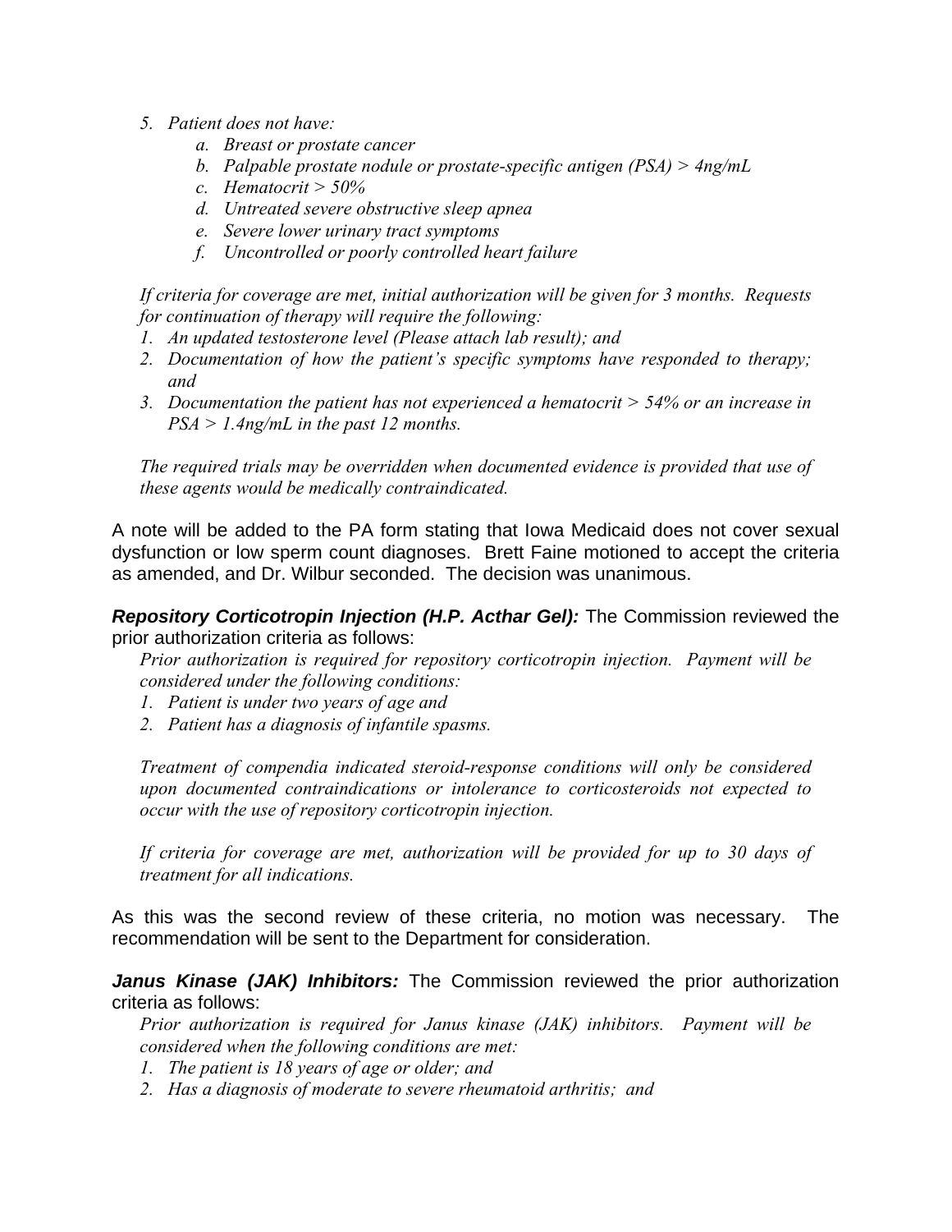5. *Patient does not have:*
   a. *Breast or prostate cancer*
   b. *Palpable prostate nodule or prostate-specific antigen (PSA) > 4ng/mL*
   c. *Hematocrit > 50%*
   d. *Untreated severe obstructive sleep apnea*
   e. *Severe lower urinary tract symptoms*
   f. *Uncontrolled or poorly controlled heart failure*

*If criteria for coverage are met, initial authorization will be given for 3 months. Requests for continuation of therapy will require the following:*

1. *An updated testosterone level (Please attach lab result); and*
2. *Documentation of how the patient's specific symptoms have responded to therapy; and*
3. *Documentation the patient has not experienced a hematocrit > 54% or an increase in PSA > 1.4ng/mL in the past 12 months.*

*The required trials may be overridden when documented evidence is provided that use of these agents would be medically contraindicated.*

A note will be added to the PA form stating that Iowa Medicaid does not cover sexual dysfunction or low sperm count diagnoses. Brett Faine motioned to accept the criteria as amended, and Dr. Wilbur seconded. The decision was unanimous.

***Repository Corticotropin Injection (H.P. Acthar Gel):*** The Commission reviewed the prior authorization criteria as follows:

*Prior authorization is required for repository corticotropin injection. Payment will be considered under the following conditions:*

1. *Patient is under two years of age and*
2. *Patient has a diagnosis of infantile spasms.*

*Treatment of compendia indicated steroid-response conditions will only be considered upon documented contraindications or intolerance to corticosteroids not expected to occur with the use of repository corticotropin injection.*

*If criteria for coverage are met, authorization will be provided for up to 30 days of treatment for all indications.*

As this was the second review of these criteria, no motion was necessary. The recommendation will be sent to the Department for consideration.

***Janus Kinase (JAK) Inhibitors:*** The Commission reviewed the prior authorization criteria as follows:

*Prior authorization is required for Janus kinase (JAK) inhibitors. Payment will be considered when the following conditions are met:*

1. *The patient is 18 years of age or older; and*
2. *Has a diagnosis of moderate to severe rheumatoid arthritis; and*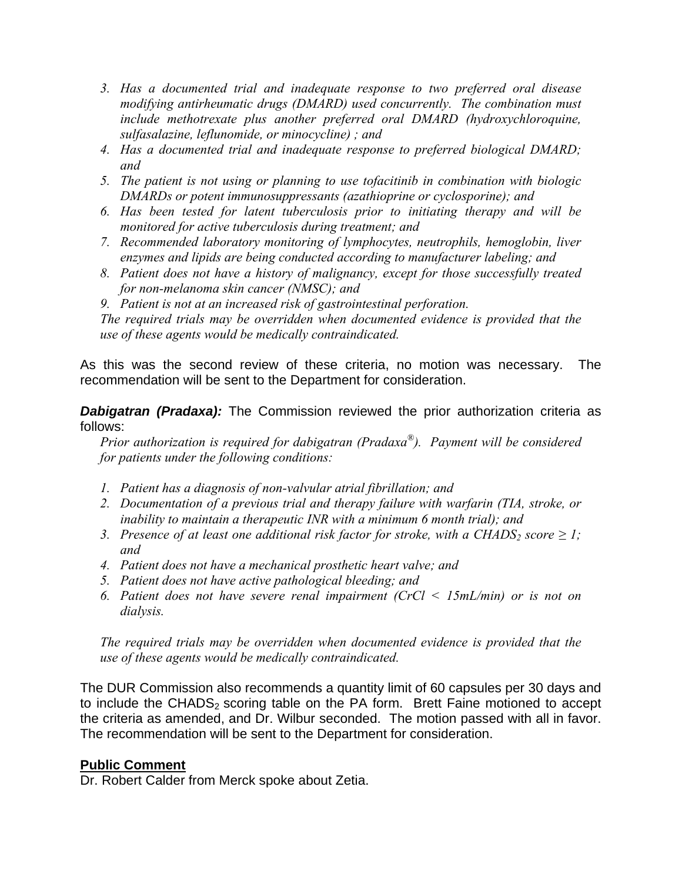3. *Has a documented trial and inadequate response to two preferred oral disease modifying antirheumatic drugs (DMARD) used concurrently. The combination must include methotrexate plus another preferred oral DMARD (hydroxychloroquine, sulfasalazine, leflunomide, or minocycline) ; and*
4. *Has a documented trial and inadequate response to preferred biological DMARD; and*
5. *The patient is not using or planning to use tofacitinib in combination with biologic DMARDs or potent immunosuppressants (azathioprine or cyclosporine); and*
6. *Has been tested for latent tuberculosis prior to initiating therapy and will be monitored for active tuberculosis during treatment; and*
7. *Recommended laboratory monitoring of lymphocytes, neutrophils, hemoglobin, liver enzymes and lipids are being conducted according to manufacturer labeling; and*
8. *Patient does not have a history of malignancy, except for those successfully treated for non-melanoma skin cancer (NMSC); and*
9. *Patient is not at an increased risk of gastrointestinal perforation.*

*The required trials may be overridden when documented evidence is provided that the use of these agents would be medically contraindicated.*

As this was the second review of these criteria, no motion was necessary. The recommendation will be sent to the Department for consideration.

***Dabigatran (Pradaxa):*** The Commission reviewed the prior authorization criteria as follows:

*Prior authorization is required for dabigatran (Pradaxa®). Payment will be considered for patients under the following conditions:*

1. *Patient has a diagnosis of non-valvular atrial fibrillation; and*
2. *Documentation of a previous trial and therapy failure with warfarin (TIA, stroke, or inability to maintain a therapeutic INR with a minimum 6 month trial); and*
3. *Presence of at least one additional risk factor for stroke, with a $CHADS_2$ score $\geq 1$; and*
4. *Patient does not have a mechanical prosthetic heart valve; and*
5. *Patient does not have active pathological bleeding; and*
6. *Patient does not have severe renal impairment (CrCl < 15mL/min) or is not on dialysis.*

*The required trials may be overridden when documented evidence is provided that the use of these agents would be medically contraindicated.*

The DUR Commission also recommends a quantity limit of 60 capsules per 30 days and to include the $CHADS_2$ scoring table on the PA form. Brett Faine motioned to accept the criteria as amended, and Dr. Wilbur seconded. The motion passed with all in favor. The recommendation will be sent to the Department for consideration.

## Public Comment

Dr. Robert Calder from Merck spoke about Zetia.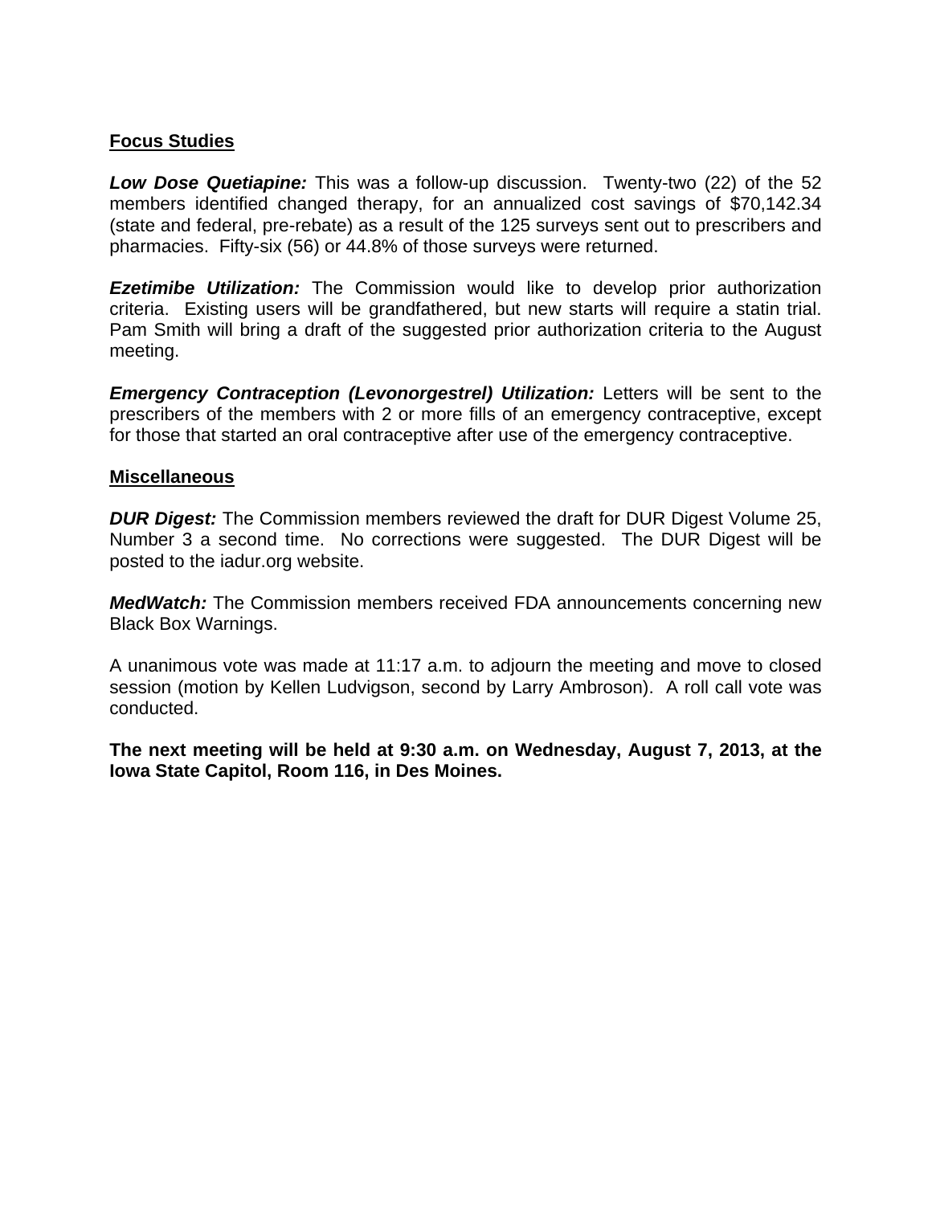## Focus Studies

***Low Dose Quetiapine:*** This was a follow-up discussion. Twenty-two (22) of the 52 members identified changed therapy, for an annualized cost savings of $70,142.34 (state and federal, pre-rebate) as a result of the 125 surveys sent out to prescribers and pharmacies. Fifty-six (56) or 44.8% of those surveys were returned.

***Ezetimibe Utilization:*** The Commission would like to develop prior authorization criteria. Existing users will be grandfathered, but new starts will require a statin trial. Pam Smith will bring a draft of the suggested prior authorization criteria to the August meeting.

***Emergency Contraception (Levonorgestrel) Utilization:*** Letters will be sent to the prescribers of the members with 2 or more fills of an emergency contraceptive, except for those that started an oral contraceptive after use of the emergency contraceptive.

## Miscellaneous

***DUR Digest:*** The Commission members reviewed the draft for DUR Digest Volume 25, Number 3 a second time. No corrections were suggested. The DUR Digest will be posted to the iadur.org website.

***MedWatch:*** The Commission members received FDA announcements concerning new Black Box Warnings.

A unanimous vote was made at 11:17 a.m. to adjourn the meeting and move to closed session (motion by Kellen Ludvigson, second by Larry Ambroson). A roll call vote was conducted.

**The next meeting will be held at 9:30 a.m. on Wednesday, August 7, 2013, at the Iowa State Capitol, Room 116, in Des Moines.**